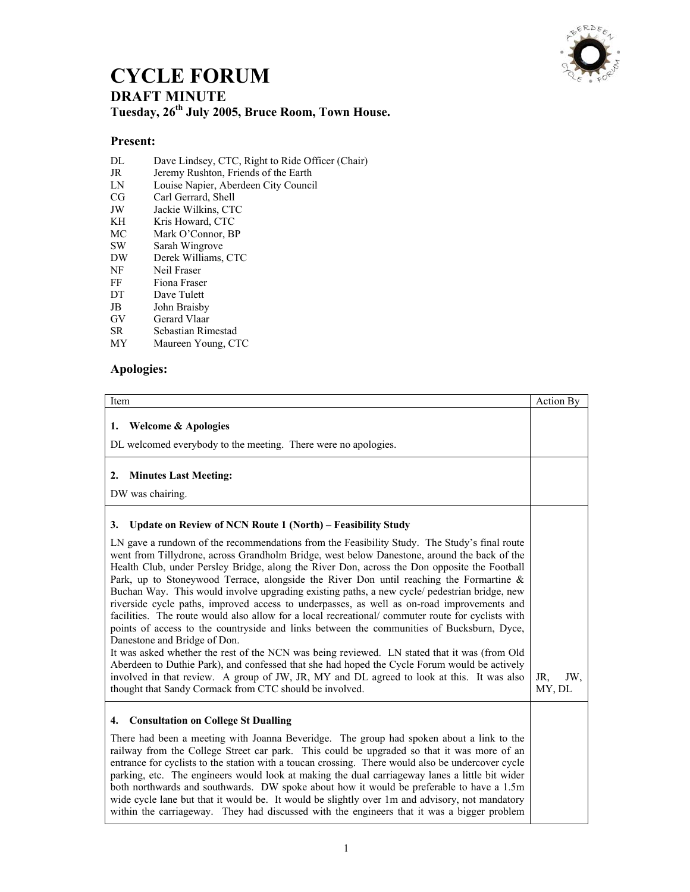# CYCLE FORUM

## DRAFT MINUTE

### Tuesday, 26th July 2005, Bruce Room, Town House.

### Present:

| | |
|---|---|
| DL | Dave Lindsey, CTC, Right to Ride Officer (Chair) |
| JR | Jeremy Rushton, Friends of the Earth |
| LN | Louise Napier, Aberdeen City Council |
| CG | Carl Gerrard, Shell |
| JW | Jackie Wilkins, CTC |
| KH | Kris Howard, CTC |
| MC | Mark O'Connor, BP |
| SW | Sarah Wingrove |
| DW | Derek Williams, CTC |
| NF | Neil Fraser |
| FF | Fiona Fraser |
| DT | Dave Tulett |
| JB | John Braisby |
| GV | Gerard Vlaar |
| SR | Sebastian Rimestad |
| MY | Maureen Young, CTC |

### Apologies:

| Item | Action By |
|---|---|
| **1. Welcome & Apologies**<br><br>DL welcomed everybody to the meeting. There were no apologies. | |
| **2. Minutes Last Meeting:**<br><br>DW was chairing. | |
| **3. Update on Review of NCN Route 1 (North) – Feasibility Study**<br><br>LN gave a rundown of the recommendations from the Feasibility Study. The Study's final route went from Tillydrone, across Grandholm Bridge, west below Danestone, around the back of the Health Club, under Persley Bridge, along the River Don, across the Don opposite the Football Park, up to Stoneywood Terrace, alongside the River Don until reaching the Formartine & Buchan Way. This would involve upgrading existing paths, a new cycle/ pedestrian bridge, new riverside cycle paths, improved access to underpasses, as well as on-road improvements and facilities. The route would also allow for a local recreational/ commuter route for cyclists with points of access to the countryside and links between the communities of Bucksburn, Dyce, Danestone and Bridge of Don.<br>It was asked whether the rest of the NCN was being reviewed. LN stated that it was (from Old Aberdeen to Duthie Park), and confessed that she had hoped the Cycle Forum would be actively involved in that review. A group of JW, JR, MY and DL agreed to look at this. It was also thought that Sandy Cormack from CTC should be involved. | JR, JW, MY, DL |
| **4. Consultation on College St Dualling**<br><br>There had been a meeting with Joanna Beveridge. The group had spoken about a link to the railway from the College Street car park. This could be upgraded so that it was more of an entrance for cyclists to the station with a toucan crossing. There would also be undercover cycle parking, etc. The engineers would look at making the dual carriageway lanes a little bit wider both northwards and southwards. DW spoke about how it would be preferable to have a 1.5m wide cycle lane but that it would be. It would be slightly over 1m and advisory, not mandatory within the carriageway. They had discussed with the engineers that it was a bigger problem | |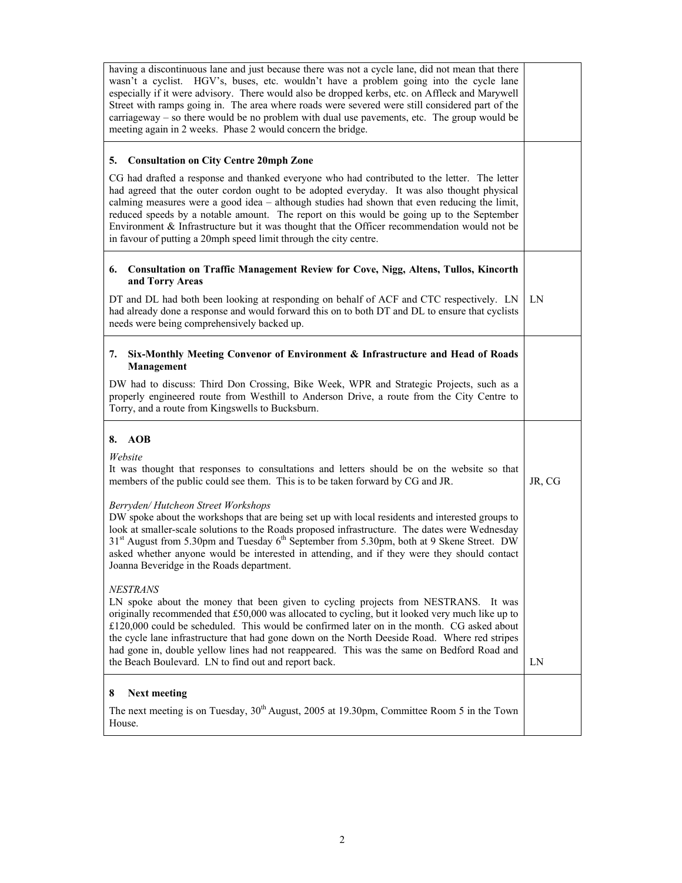| | |
|---|---|
| having a discontinuous lane and just because there was not a cycle lane, did not mean that there wasn't a cyclist. HGV's, buses, etc. wouldn't have a problem going into the cycle lane especially if it were advisory. There would also be dropped kerbs, etc. on Affleck and Marywell Street with ramps going in. The area where roads were severed were still considered part of the carriageway – so there would be no problem with dual use pavements, etc. The group would be meeting again in 2 weeks. Phase 2 would concern the bridge. | |
| **5. Consultation on City Centre 20mph Zone**<br><br>CG had drafted a response and thanked everyone who had contributed to the letter. The letter had agreed that the outer cordon ought to be adopted everyday. It was also thought physical calming measures were a good idea – although studies had shown that even reducing the limit, reduced speeds by a notable amount. The report on this would be going up to the September Environment & Infrastructure but it was thought that the Officer recommendation would not be in favour of putting a 20mph speed limit through the city centre. | |
| **6. Consultation on Traffic Management Review for Cove, Nigg, Altens, Tullos, Kincorth and Torry Areas**<br><br>DT and DL had both been looking at responding on behalf of ACF and CTC respectively. LN had already done a response and would forward this on to both DT and DL to ensure that cyclists needs were being comprehensively backed up. | LN |
| **7. Six-Monthly Meeting Convenor of Environment & Infrastructure and Head of Roads Management**<br><br>DW had to discuss: Third Don Crossing, Bike Week, WPR and Strategic Projects, such as a properly engineered route from Westhill to Anderson Drive, a route from the City Centre to Torry, and a route from Kingswells to Bucksburn. | |
| **8. AOB**<br><br>*Website*<br>It was thought that responses to consultations and letters should be on the website so that members of the public could see them. This is to be taken forward by CG and JR.<br><br>*Berryden/ Hutcheon Street Workshops*<br>DW spoke about the workshops that are being set up with local residents and interested groups to look at smaller-scale solutions to the Roads proposed infrastructure. The dates were Wednesday 31st August from 5.30pm and Tuesday 6th September from 5.30pm, both at 9 Skene Street. DW asked whether anyone would be interested in attending, and if they were they should contact Joanna Beveridge in the Roads department.<br><br>*NESTRANS*<br>LN spoke about the money that been given to cycling projects from NESTRANS. It was originally recommended that £50,000 was allocated to cycling, but it looked very much like up to £120,000 could be scheduled. This would be confirmed later on in the month. CG asked about the cycle lane infrastructure that had gone down on the North Deeside Road. Where red stripes had gone in, double yellow lines had not reappeared. This was the same on Bedford Road and the Beach Boulevard. LN to find out and report back. | JR, CG<br><br><br><br><br><br><br>LN |
| **8 Next meeting**<br><br>The next meeting is on Tuesday, 30th August, 2005 at 19.30pm, Committee Room 5 in the Town House. | |